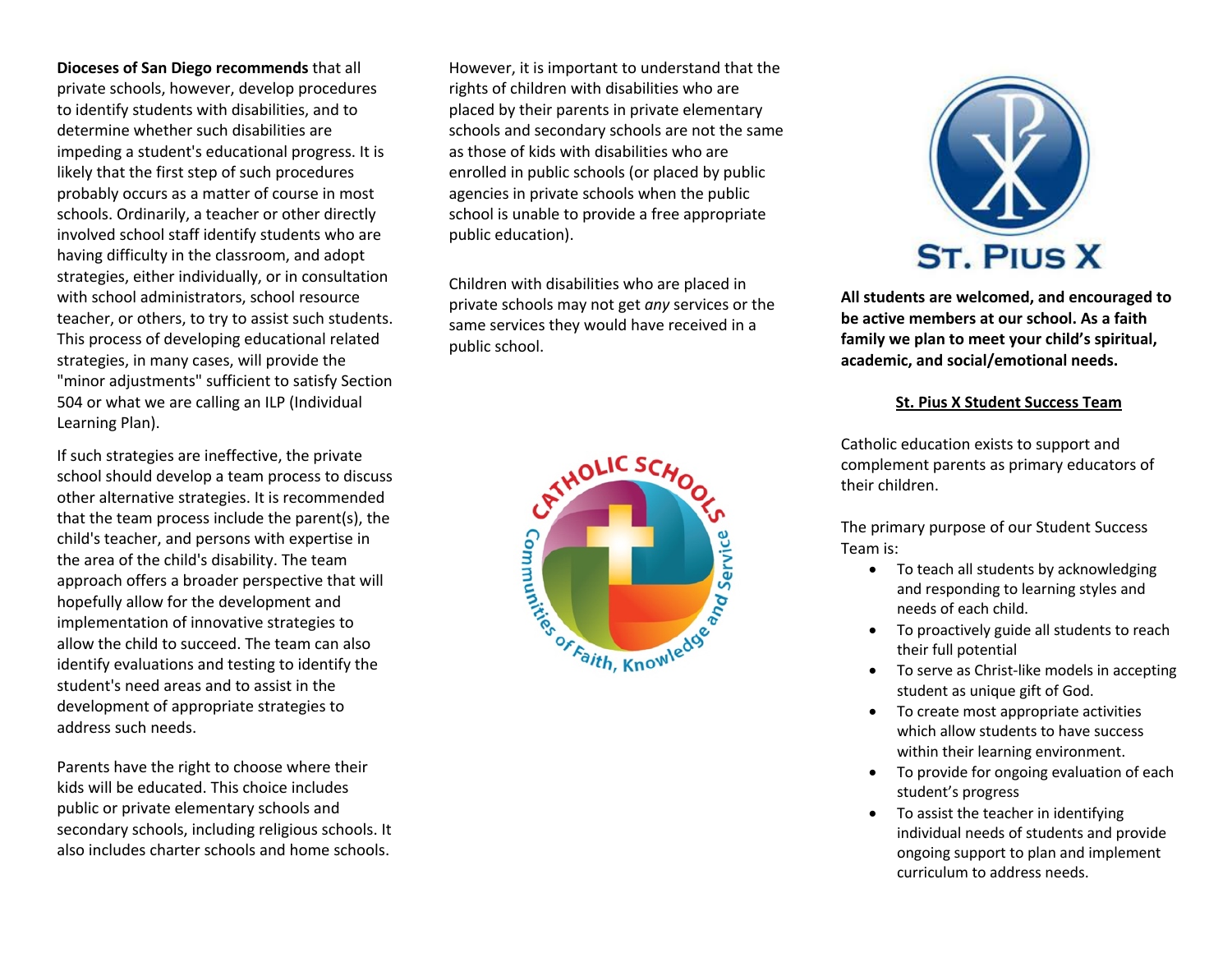**Dioceses of San Diego recommends** that all private schools, however, develop procedures to identify students with disabilities, and to determine whether such disabilities are impeding a student's educational progress. It is likely that the first step of such procedures probably occurs as a matter of course in most schools. Ordinarily, a teacher or other directly involved school staff identify students who are having difficulty in the classroom, and adopt strategies, either individually, or in consultation with school administrators, school resource teacher, or others, to try to assist such students. This process of developing educational related strategies, in many cases, will provide the "minor adjustments" sufficient to satisfy Section 504 or what we are calling an ILP (Individual Learning Plan).

If such strategies are ineffective, the private school should develop a team process to discuss other alternative strategies. It is recommended that the team process include the parent(s), the child's teacher, and persons with expertise in the area of the child's disability. The team approach offers a broader perspective that will hopefully allow for the development and implementation of innovative strategies to allow the child to succeed. The team can also identify evaluations and testing to identify the student's need areas and to assist in the development of appropriate strategies to address such needs.

Parents have the right to choose where their kids will be educated. This choice includes public or private elementary schools and secondary schools, including religious schools. It also includes charter schools and home schools.

However, it is important to understand that the rights of children with disabilities who are placed by their parents in private elementary schools and secondary schools are not the same as those of kids with disabilities who are enrolled in public schools (or placed by public agencies in private schools when the public school is unable to provide a free appropriate public education).

Children with disabilities who are placed in private schools may not get *any* services or the same services they would have received in a public school.

Catholic Schools — Communities of Faith, Knowledge and Service

St. Pius X

**All students are welcomed, and encouraged to be active members at our school. As a faith family we plan to meet your child's spiritual, academic, and social/emotional needs.**

**St. Pius X Student Success Team**

Catholic education exists to support and complement parents as primary educators of their children.

The primary purpose of our Student Success Team is:

- To teach all students by acknowledging and responding to learning styles and needs of each child.
- To proactively guide all students to reach their full potential
- To serve as Christ-like models in accepting student as unique gift of God.
- To create most appropriate activities which allow students to have success within their learning environment.
- To provide for ongoing evaluation of each student's progress
- To assist the teacher in identifying individual needs of students and provide ongoing support to plan and implement curriculum to address needs.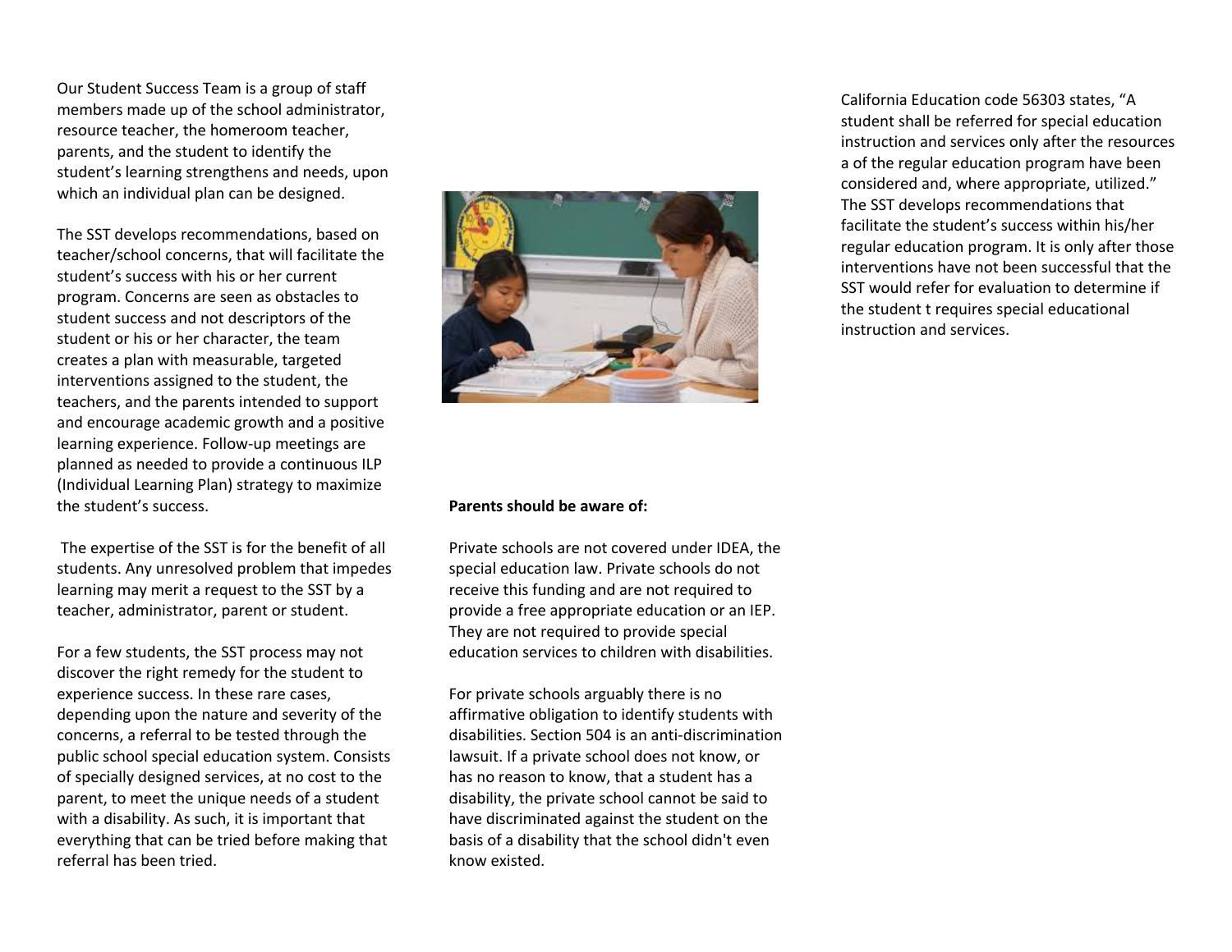Our Student Success Team is a group of staff members made up of the school administrator, resource teacher, the homeroom teacher, parents, and the student to identify the student's learning strengthens and needs, upon which an individual plan can be designed.

The SST develops recommendations, based on teacher/school concerns, that will facilitate the student's success with his or her current program. Concerns are seen as obstacles to student success and not descriptors of the student or his or her character, the team creates a plan with measurable, targeted interventions assigned to the student, the teachers, and the parents intended to support and encourage academic growth and a positive learning experience. Follow-up meetings are planned as needed to provide a continuous ILP (Individual Learning Plan) strategy to maximize the student's success.

The expertise of the SST is for the benefit of all students. Any unresolved problem that impedes learning may merit a request to the SST by a teacher, administrator, parent or student.

For a few students, the SST process may not discover the right remedy for the student to experience success. In these rare cases, depending upon the nature and severity of the concerns, a referral to be tested through the public school special education system. Consists of specially designed services, at no cost to the parent, to meet the unique needs of a student with a disability. As such, it is important that everything that can be tried before making that referral has been tried.

**Parents should be aware of:**

Private schools are not covered under IDEA, the special education law. Private schools do not receive this funding and are not required to provide a free appropriate education or an IEP. They are not required to provide special education services to children with disabilities.

For private schools arguably there is no affirmative obligation to identify students with disabilities. Section 504 is an anti-discrimination lawsuit. If a private school does not know, or has no reason to know, that a student has a disability, the private school cannot be said to have discriminated against the student on the basis of a disability that the school didn't even know existed.

California Education code 56303 states, "A student shall be referred for special education instruction and services only after the resources a of the regular education program have been considered and, where appropriate, utilized." The SST develops recommendations that facilitate the student's success within his/her regular education program. It is only after those interventions have not been successful that the SST would refer for evaluation to determine if the student t requires special educational instruction and services.